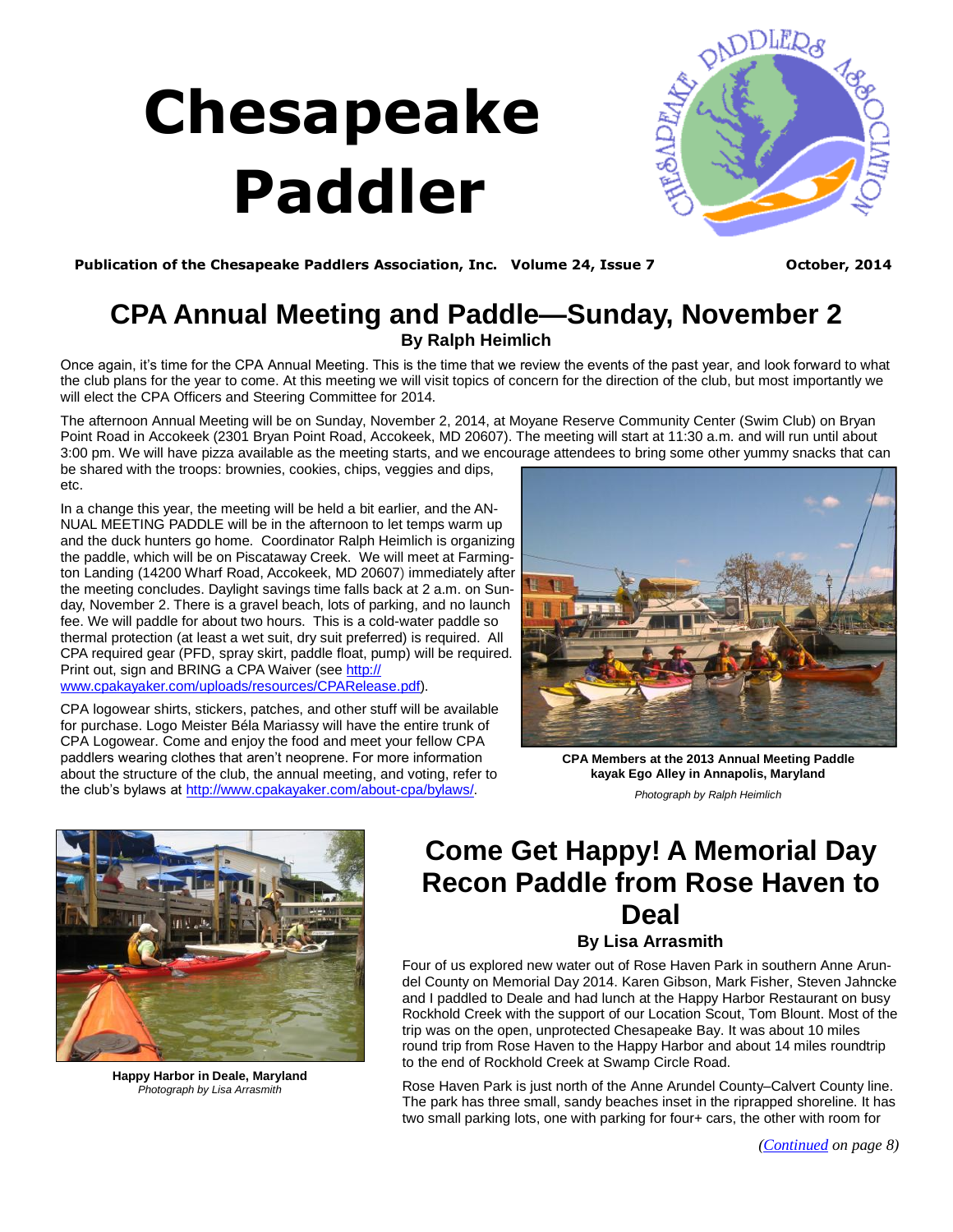# Chesapeake Paddler

**Publication of the Chesapeake Paddlers Association, Inc. Volume 24, Issue 7** **October, 2014**

## CPA Annual Meeting and Paddle—Sunday, November 2

### By Ralph Heimlich

Once again, it's time for the CPA Annual Meeting. This is the time that we review the events of the past year, and look forward to what the club plans for the year to come. At this meeting we will visit topics of concern for the direction of the club, but most importantly we will elect the CPA Officers and Steering Committee for 2014.

The afternoon Annual Meeting will be on Sunday, November 2, 2014, at Moyane Reserve Community Center (Swim Club) on Bryan Point Road in Accokeek (2301 Bryan Point Road, Accokeek, MD 20607). The meeting will start at 11:30 a.m. and will run until about 3:00 pm. We will have pizza available as the meeting starts, and we encourage attendees to bring some other yummy snacks that can be shared with the troops: brownies, cookies, chips, veggies and dips, etc.

In a change this year, the meeting will be held a bit earlier, and the ANNUAL MEETING PADDLE will be in the afternoon to let temps warm up and the duck hunters go home. Coordinator Ralph Heimlich is organizing the paddle, which will be on Piscataway Creek. We will meet at Farmington Landing (14200 Wharf Road, Accokeek, MD 20607) immediately after the meeting concludes. Daylight savings time falls back at 2 a.m. on Sunday, November 2. There is a gravel beach, lots of parking, and no launch fee. We will paddle for about two hours. This is a cold-water paddle so thermal protection (at least a wet suit, dry suit preferred) is required. All CPA required gear (PFD, spray skirt, paddle float, pump) will be required. Print out, sign and BRING a CPA Waiver (see http://www.cpakayaker.com/uploads/resources/CPARelease.pdf).

CPA logowear shirts, stickers, patches, and other stuff will be available for purchase. Logo Meister Béla Mariassy will have the entire trunk of CPA Logowear. Come and enjoy the food and meet your fellow CPA paddlers wearing clothes that aren't neoprene. For more information about the structure of the club, the annual meeting, and voting, refer to the club's bylaws at http://www.cpakayaker.com/about-cpa/bylaws/.

**CPA Members at the 2013 Annual Meeting Paddle kayak Ego Alley in Annapolis, Maryland**

*Photograph by Ralph Heimlich*

## Come Get Happy! A Memorial Day Recon Paddle from Rose Haven to Deal

### By Lisa Arrasmith

**Happy Harbor in Deale, Maryland**

*Photograph by Lisa Arrasmith*

Four of us explored new water out of Rose Haven Park in southern Anne Arundel County on Memorial Day 2014. Karen Gibson, Mark Fisher, Steven Jahncke and I paddled to Deale and had lunch at the Happy Harbor Restaurant on busy Rockhold Creek with the support of our Location Scout, Tom Blount. Most of the trip was on the open, unprotected Chesapeake Bay. It was about 10 miles round trip from Rose Haven to the Happy Harbor and about 14 miles roundtrip to the end of Rockhold Creek at Swamp Circle Road.

Rose Haven Park is just north of the Anne Arundel County–Calvert County line. The park has three small, sandy beaches inset in the riprapped shoreline. It has two small parking lots, one with parking for four+ cars, the other with room for

*(Continued on page 8)*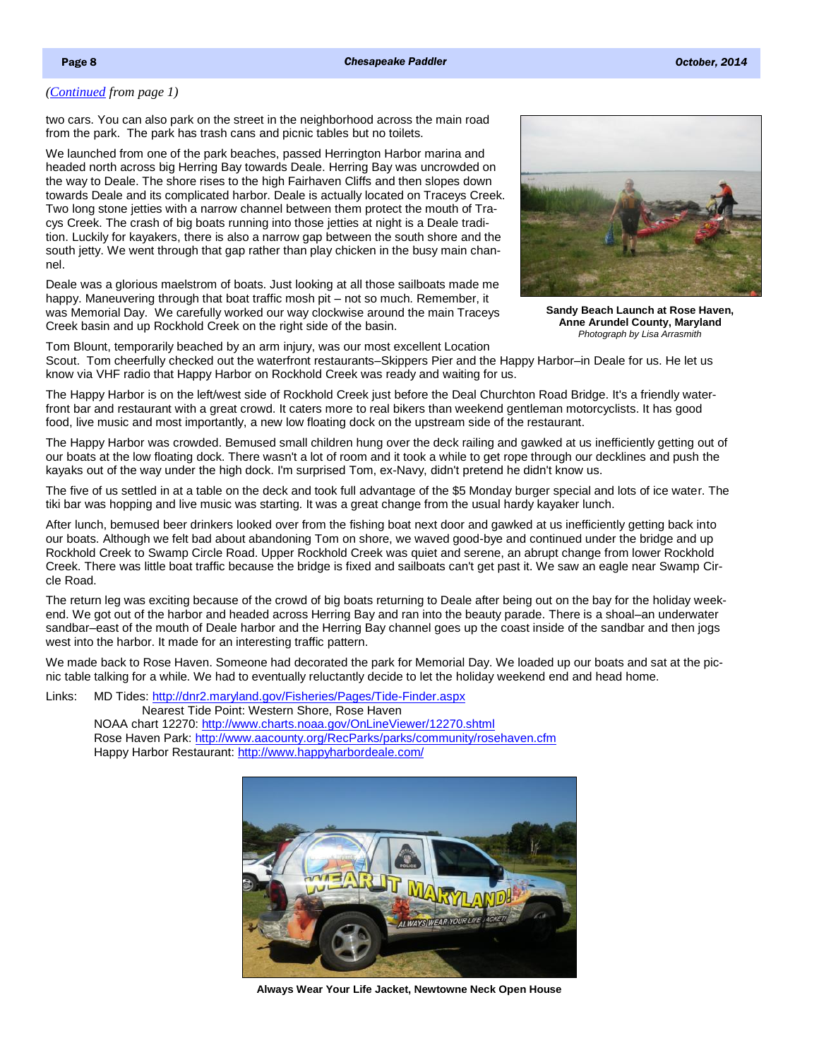*([Continued](#) from page 1)*

two cars. You can also park on the street in the neighborhood across the main road from the park. The park has trash cans and picnic tables but no toilets.

We launched from one of the park beaches, passed Herrington Harbor marina and headed north across big Herring Bay towards Deale. Herring Bay was uncrowded on the way to Deale. The shore rises to the high Fairhaven Cliffs and then slopes down towards Deale and its complicated harbor. Deale is actually located on Traceys Creek. Two long stone jetties with a narrow channel between them protect the mouth of Traceys Creek. The crash of big boats running into those jetties at night is a Deale tradition. Luckily for kayakers, there is also a narrow gap between the south shore and the south jetty. We went through that gap rather than play chicken in the busy main channel.

Deale was a glorious maelstrom of boats. Just looking at all those sailboats made me happy. Maneuvering through that boat traffic mosh pit – not so much. Remember, it was Memorial Day. We carefully worked our way clockwise around the main Traceys Creek basin and up Rockhold Creek on the right side of the basin.

**Sandy Beach Launch at Rose Haven, Anne Arundel County, Maryland**
*Photograph by Lisa Arrasmith*

Tom Blount, temporarily beached by an arm injury, was our most excellent Location Scout. Tom cheerfully checked out the waterfront restaurants–Skippers Pier and the Happy Harbor–in Deale for us. He let us know via VHF radio that Happy Harbor on Rockhold Creek was ready and waiting for us.

The Happy Harbor is on the left/west side of Rockhold Creek just before the Deal Churchton Road Bridge. It's a friendly waterfront bar and restaurant with a great crowd. It caters more to real bikers than weekend gentleman motorcyclists. It has good food, live music and most importantly, a new low floating dock on the upstream side of the restaurant.

The Happy Harbor was crowded. Bemused small children hung over the deck railing and gawked at us inefficiently getting out of our boats at the low floating dock. There wasn't a lot of room and it took a while to get rope through our decklines and push the kayaks out of the way under the high dock. I'm surprised Tom, ex-Navy, didn't pretend he didn't know us.

The five of us settled in at a table on the deck and took full advantage of the $5 Monday burger special and lots of ice water. The tiki bar was hopping and live music was starting. It was a great change from the usual hardy kayaker lunch.

After lunch, bemused beer drinkers looked over from the fishing boat next door and gawked at us inefficiently getting back into our boats. Although we felt bad about abandoning Tom on shore, we waved good-bye and continued under the bridge and up Rockhold Creek to Swamp Circle Road. Upper Rockhold Creek was quiet and serene, an abrupt change from lower Rockhold Creek. There was little boat traffic because the bridge is fixed and sailboats can't get past it. We saw an eagle near Swamp Circle Road.

The return leg was exciting because of the crowd of big boats returning to Deale after being out on the bay for the holiday weekend. We got out of the harbor and headed across Herring Bay and ran into the beauty parade. There is a shoal–an underwater sandbar–east of the mouth of Deale harbor and the Herring Bay channel goes up the coast inside of the sandbar and then jogs west into the harbor. It made for an interesting traffic pattern.

We made back to Rose Haven. Someone had decorated the park for Memorial Day. We loaded up our boats and sat at the picnic table talking for a while. We had to eventually reluctantly decide to let the holiday weekend end and head home.

Links: MD Tides: [http://dnr2.maryland.gov/Fisheries/Pages/Tide-Finder.aspx](http://dnr2.maryland.gov/Fisheries/Pages/Tide-Finder.aspx)
Nearest Tide Point: Western Shore, Rose Haven
NOAA chart 12270: [http://www.charts.noaa.gov/OnLineViewer/12270.shtml](http://www.charts.noaa.gov/OnLineViewer/12270.shtml)
Rose Haven Park: [http://www.aacounty.org/RecParks/parks/community/rosehaven.cfm](http://www.aacounty.org/RecParks/parks/community/rosehaven.cfm)
Happy Harbor Restaurant: [http://www.happyharbordeale.com/](http://www.happyharbordeale.com/)

**Always Wear Your Life Jacket, Newtowne Neck Open House**